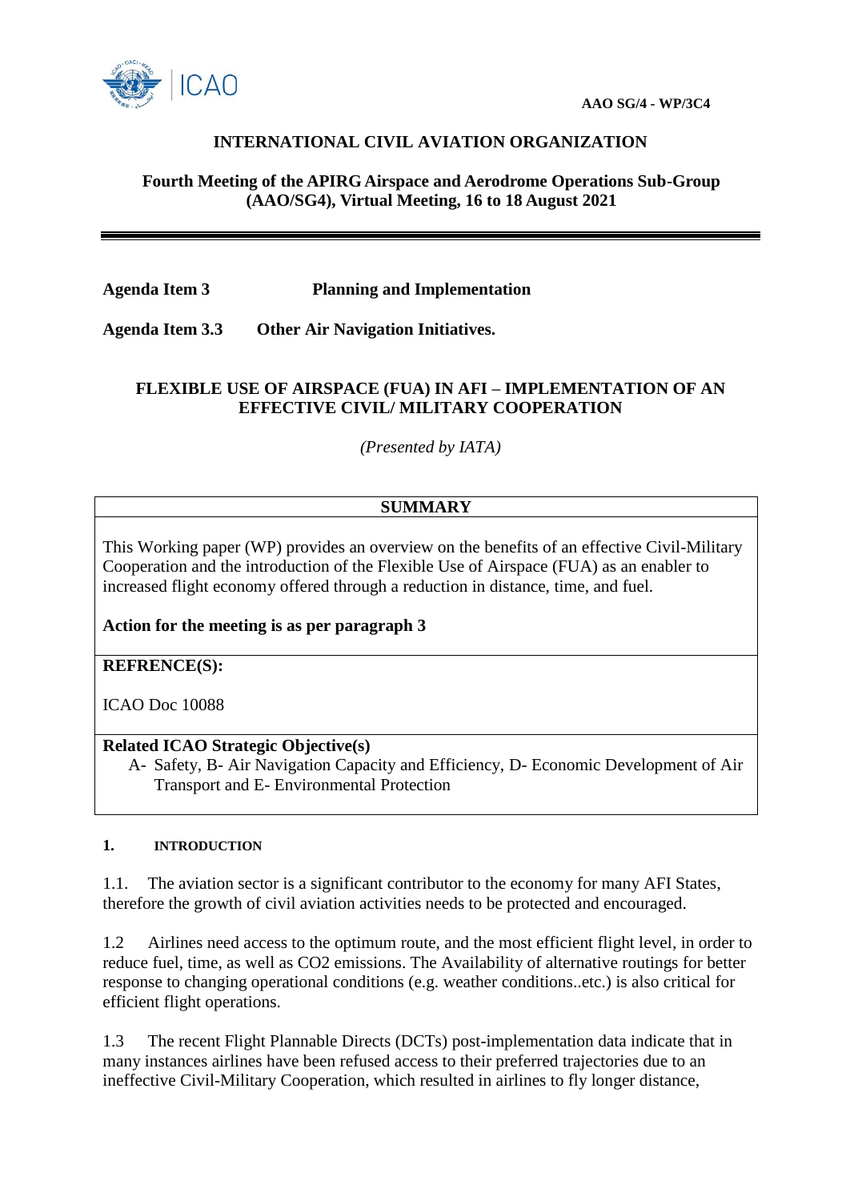**AAO SG/4 - WP/3C4**

**INTERNATIONAL CIVIL AVIATION ORGANIZATION**

**Fourth Meeting of the APIRG Airspace and Aerodrome Operations Sub-Group (AAO/SG4), Virtual Meeting, 16 to 18 August 2021**

---

**Agenda Item 3** **Planning and Implementation**

**Agenda Item 3.3** **Other Air Navigation Initiatives.**

**FLEXIBLE USE OF AIRSPACE (FUA) IN AFI – IMPLEMENTATION OF AN EFFECTIVE CIVIL/ MILITARY COOPERATION**

*(Presented by IATA)*

| **SUMMARY** |
|---|
| This Working paper (WP) provides an overview on the benefits of an effective Civil-Military Cooperation and the introduction of the Flexible Use of Airspace (FUA) as an enabler to increased flight economy offered through a reduction in distance, time, and fuel.<br><br>**Action for the meeting is as per paragraph 3** |
| **REFRENCE(S):**<br><br>ICAO Doc 10088 |
| **Related ICAO Strategic Objective(s)**<br>A- Safety, B- Air Navigation Capacity and Efficiency, D- Economic Development of Air Transport and E- Environmental Protection |

## 1. INTRODUCTION

1.1. The aviation sector is a significant contributor to the economy for many AFI States, therefore the growth of civil aviation activities needs to be protected and encouraged.

1.2 Airlines need access to the optimum route, and the most efficient flight level, in order to reduce fuel, time, as well as $CO_2$ emissions. The Availability of alternative routings for better response to changing operational conditions (e.g. weather conditions..etc.) is also critical for efficient flight operations.

1.3 The recent Flight Plannable Directs (DCTs) post-implementation data indicate that in many instances airlines have been refused access to their preferred trajectories due to an ineffective Civil-Military Cooperation, which resulted in airlines to fly longer distance,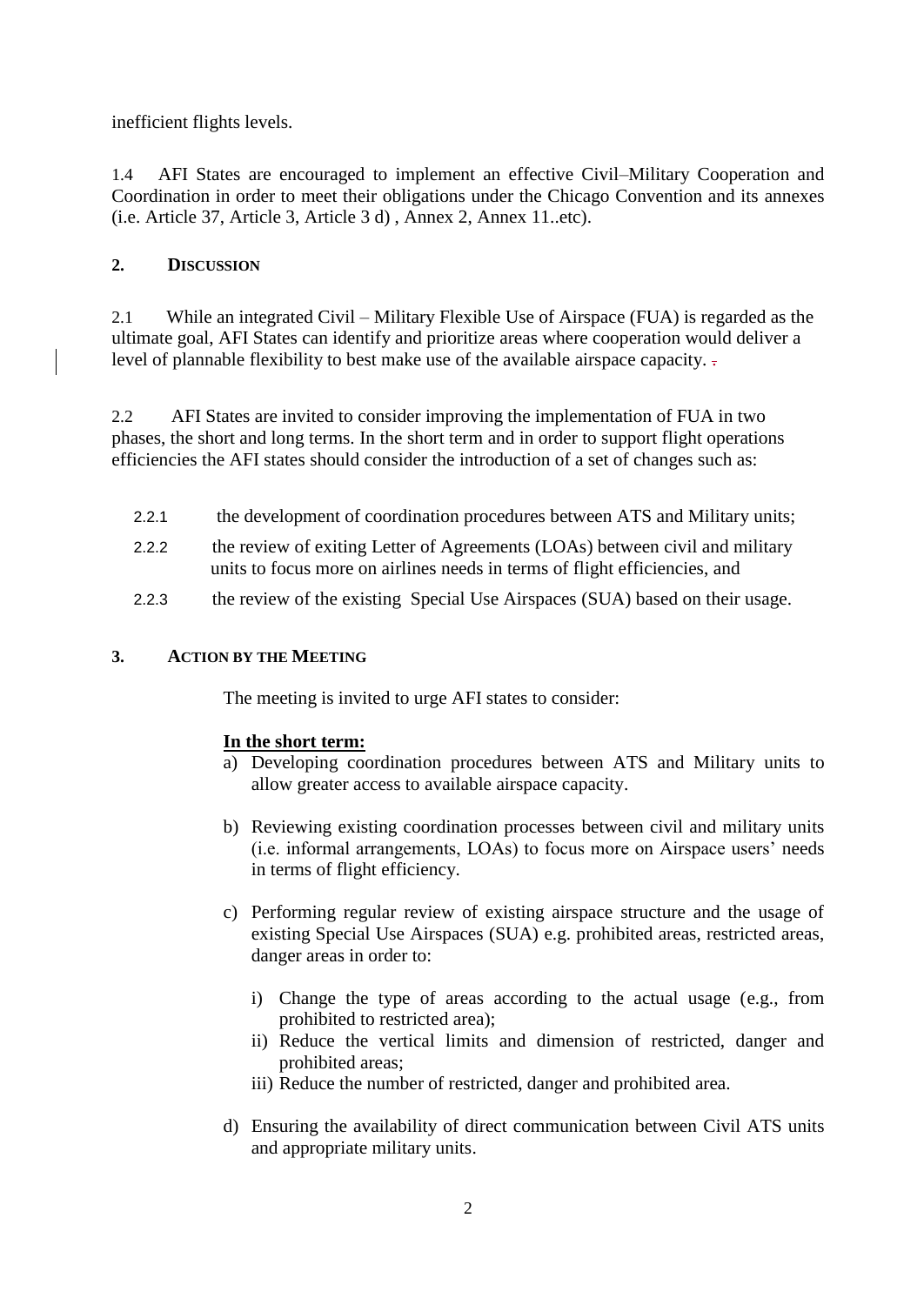inefficient flights levels.

1.4 AFI States are encouraged to implement an effective Civil–Military Cooperation and Coordination in order to meet their obligations under the Chicago Convention and its annexes (i.e. Article 37, Article 3, Article 3 d) , Annex 2, Annex 11..etc).

## 2. DISCUSSION

2.1 While an integrated Civil – Military Flexible Use of Airspace (FUA) is regarded as the ultimate goal, AFI States can identify and prioritize areas where cooperation would deliver a level of plannable flexibility to best make use of the available airspace capacity.

2.2 AFI States are invited to consider improving the implementation of FUA in two phases, the short and long terms. In the short term and in order to support flight operations efficiencies the AFI states should consider the introduction of a set of changes such as:

2.2.1 the development of coordination procedures between ATS and Military units;

2.2.2 the review of exiting Letter of Agreements (LOAs) between civil and military units to focus more on airlines needs in terms of flight efficiencies, and

2.2.3 the review of the existing Special Use Airspaces (SUA) based on their usage.

## 3. ACTION BY THE MEETING

The meeting is invited to urge AFI states to consider:

**In the short term:**

a) Developing coordination procedures between ATS and Military units to allow greater access to available airspace capacity.

b) Reviewing existing coordination processes between civil and military units (i.e. informal arrangements, LOAs) to focus more on Airspace users' needs in terms of flight efficiency.

c) Performing regular review of existing airspace structure and the usage of existing Special Use Airspaces (SUA) e.g. prohibited areas, restricted areas, danger areas in order to:

   i) Change the type of areas according to the actual usage (e.g., from prohibited to restricted area);
   ii) Reduce the vertical limits and dimension of restricted, danger and prohibited areas;
   iii) Reduce the number of restricted, danger and prohibited area.

d) Ensuring the availability of direct communication between Civil ATS units and appropriate military units.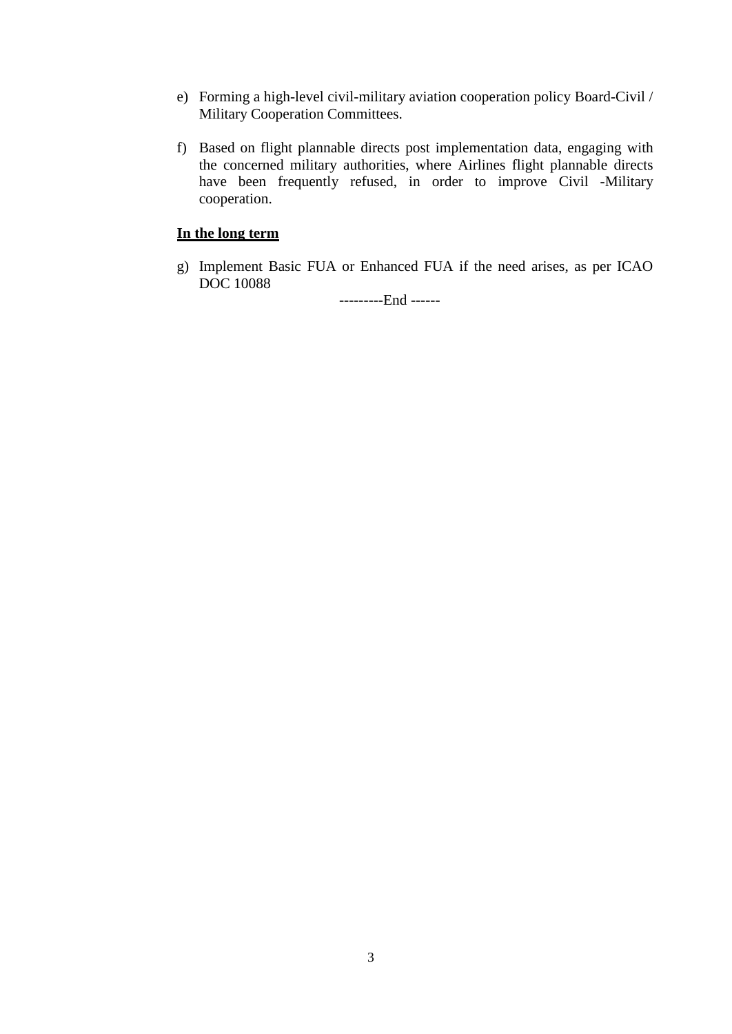e) Forming a high-level civil-military aviation cooperation policy Board-Civil / Military Cooperation Committees.

f) Based on flight plannable directs post implementation data, engaging with the concerned military authorities, where Airlines flight plannable directs have been frequently refused, in order to improve Civil -Military cooperation.

**In the long term**

g) Implement Basic FUA or Enhanced FUA if the need arises, as per ICAO DOC 10088

---------End ------